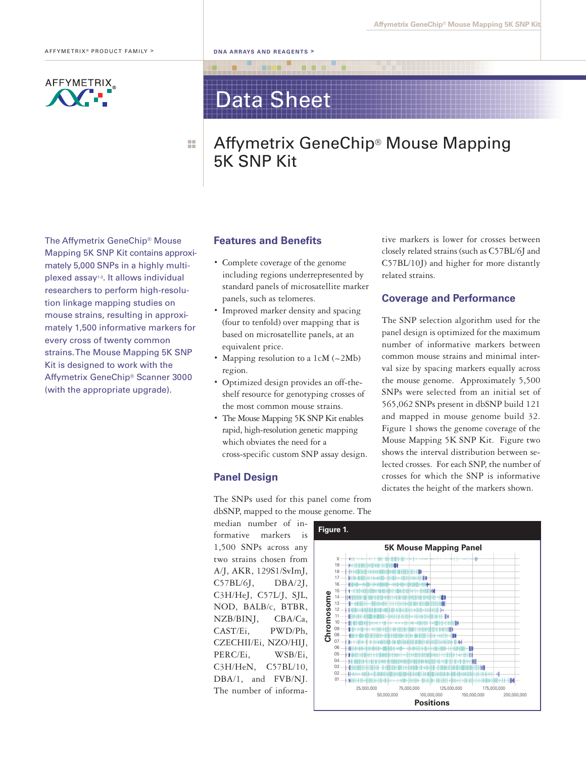AFFYMETRIX® PRODUCT FAMILY >

DNA ARRAYS AND REAGENTS >

# Data Sheet

## Affymetrix GeneChip® Mouse Mapping 5K SNP Kit

The Affymetrix GeneChip® Mouse Mapping 5K SNP Kit contains approximately 5,000 SNPs in a highly multiplexed assay[1-3]. It allows individual researchers to perform high-resolution linkage mapping studies on mouse strains, resulting in approximately 1,500 informative markers for every cross of twenty common strains. The Mouse Mapping 5K SNP Kit is designed to work with the Affymetrix GeneChip® Scanner 3000 (with the appropriate upgrade).

### Features and Benefits

- Complete coverage of the genome including regions underrepresented by standard panels of microsatellite marker panels, such as telomeres.
- Improved marker density and spacing (four to tenfold) over mapping that is based on microsatellite panels, at an equivalent price.
- Mapping resolution to a 1cM (~2Mb) region.
- Optimized design provides an off-the-shelf resource for genotyping crosses of the most common mouse strains.
- The Mouse Mapping 5K SNP Kit enables rapid, high-resolution genetic mapping which obviates the need for a cross-specific custom SNP assay design.

### Panel Design

The SNPs used for this panel come from dbSNP, mapped to the mouse genome. The median number of informative markers is 1,500 SNPs across any two strains chosen from A/J, AKR, 129S1/SvImJ, C57BL/6J, DBA/2J, C3H/HeJ, C57L/J, SJL, NOD, BALB/c, BTBR, NZB/BINJ, CBA/Ca, CAST/Ei, PWD/Ph, CZECHII/Ei, NZO/HIJ, PERC/Ei, WSB/Ei, C3H/HeN, C57BL/10, DBA/1, and FVB/NJ. The number of informative markers is lower for crosses between closely related strains (such as C57BL/6J and C57BL/10J) and higher for more distantly related strains.

### Coverage and Performance

The SNP selection algorithm used for the panel design is optimized for the maximum number of informative markers between common mouse strains and minimal interval size by spacing markers equally across the mouse genome. Approximately 5,500 SNPs were selected from an initial set of 565,062 SNPs present in dbSNP build 121 and mapped in mouse genome build 32. Figure 1 shows the genome coverage of the Mouse Mapping 5K SNP Kit. Figure two shows the interval distribution between selected crosses. For each SNP, the number of crosses for which the SNP is informative dictates the height of the markers shown.

**Figure 1.**

5K Mouse Mapping Panel

Chromosome

X
19
18
17
16
15
14
13
12
11
10
09
08
07
06
05
04
03
02
01

25,000,000
50,000,000
75,000,000
100,000,000
125,000,000
150,000,000
175,000,000
200,000,000

Positions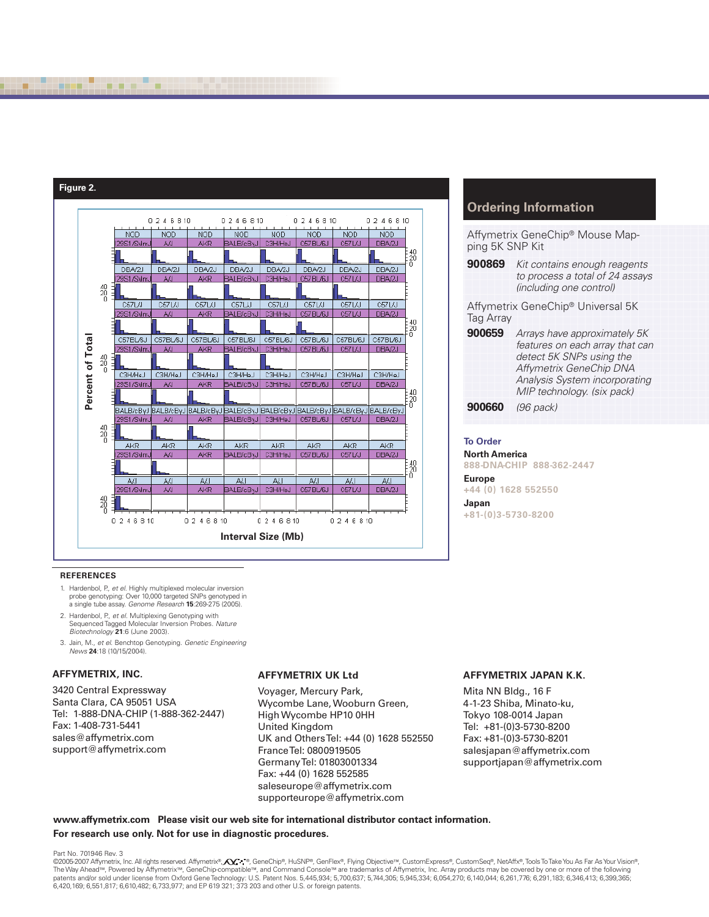**Figure 2.**

Percent of Total

Interval Size (Mb)

0 2 4 6 8 10

NOD, DBA/2J, C57L/J, C57BL/6J, C3H/HeJ, BALB/cByJ, AKR, A/J

129S1/SvImJ, A/J, AKR, BALB/cByJ, C3H/HeJ, C57BL/6J, C57L/J, DBA/2J

40 20 0

## Ordering Information

Affymetrix GeneChip® Mouse Mapping 5K SNP Kit

**900869** *Kit contains enough reagents to process a total of 24 assays (including one control)*

Affymetrix GeneChip® Universal 5K Tag Array

**900659** *Arrays have approximately 5K features on each array that can detect 5K SNPs using the Affymetrix GeneChip DNA Analysis System incorporating MIP technology. (six pack)*

**900660** *(96 pack)*

**To Order**

**North America**
888-DNA-CHIP 888-362-2447

**Europe**
+44 (0) 1628 552550

**Japan**
+81-(0)3-5730-8200

### REFERENCES

1. Hardenbol, P., *et al.* Highly multiplexed molecular inversion probe genotyping: Over 10,000 targeted SNPs genotyped in a single tube assay. *Genome Research* **15**:269-275 (2005).
2. Hardenbol, P., *et al.* Multiplexing Genotyping with Sequenced Tagged Molecular Inversion Probes. *Nature Biotechnology* **21**:6 (June 2003).
3. Jain, M., *et al.* Benchtop Genotyping. *Genetic Engineering News* **24**:18 (10/15/2004).

**AFFYMETRIX, INC.**

3420 Central Expressway
Santa Clara, CA 95051 USA
Tel: 1-888-DNA-CHIP (1-888-362-2447)
Fax: 1-408-731-5441
sales@affymetrix.com
support@affymetrix.com

**AFFYMETRIX UK Ltd**

Voyager, Mercury Park,
Wycombe Lane, Wooburn Green,
High Wycombe HP10 0HH
United Kingdom
UK and Others Tel: +44 (0) 1628 552550
France Tel: 0800919505
Germany Tel: 01803001334
Fax: +44 (0) 1628 552585
saleseurope@affymetrix.com
supporteurope@affymetrix.com

**AFFYMETRIX JAPAN K.K.**

Mita NN Bldg., 16 F
4-1-23 Shiba, Minato-ku,
Tokyo 108-0014 Japan
Tel: +81-(0)3-5730-8200
Fax: +81-(0)3-5730-8201
salesjapan@affymetrix.com
supportjapan@affymetrix.com

**www.affymetrix.com Please visit our web site for international distributor contact information.**
**For research use only. Not for use in diagnostic procedures.**

Part No. 701946 Rev. 3
©2005-2007 Affymetrix, Inc. All rights reserved. Affymetrix®, ®, GeneChip®, HuSNP®, GenFlex®, Flying Objective™, CustomExpress®, CustomSeq®, NetAffx®, Tools To Take You As Far As Your Vision®, The Way Ahead™, Powered by Affymetrix™, GeneChip-compatible™, and Command Console™ are trademarks of Affymetrix, Inc. Array products may be covered by one or more of the following patents and/or sold under license from Oxford Gene Technology: U.S. Patent Nos. 5,445,934; 5,700,637; 5,744,305; 5,945,334; 6,054,270; 6,140,044; 6,261,776; 6,291,183; 6,346,413; 6,399,365; 6,420,169; 6,551,817; 6,610,482; 6,733,977; and EP 619 321; 373 203 and other U.S. or foreign patents.